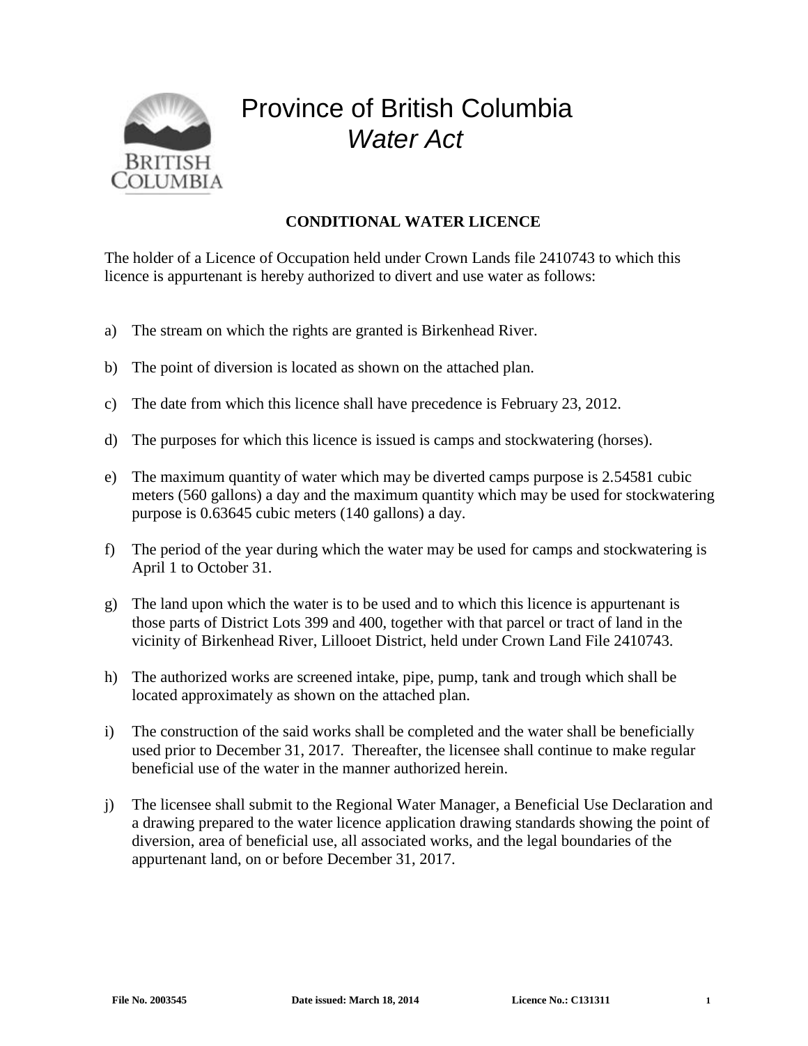# Province of British Columbia
## *Water Act*

**CONDITIONAL WATER LICENCE**

The holder of a Licence of Occupation held under Crown Lands file 2410743 to which this licence is appurtenant is hereby authorized to divert and use water as follows:

a) The stream on which the rights are granted is Birkenhead River.

b) The point of diversion is located as shown on the attached plan.

c) The date from which this licence shall have precedence is February 23, 2012.

d) The purposes for which this licence is issued is camps and stockwatering (horses).

e) The maximum quantity of water which may be diverted camps purpose is 2.54581 cubic meters (560 gallons) a day and the maximum quantity which may be used for stockwatering purpose is 0.63645 cubic meters (140 gallons) a day.

f) The period of the year during which the water may be used for camps and stockwatering is April 1 to October 31.

g) The land upon which the water is to be used and to which this licence is appurtenant is those parts of District Lots 399 and 400, together with that parcel or tract of land in the vicinity of Birkenhead River, Lillooet District, held under Crown Land File 2410743.

h) The authorized works are screened intake, pipe, pump, tank and trough which shall be located approximately as shown on the attached plan.

i) The construction of the said works shall be completed and the water shall be beneficially used prior to December 31, 2017. Thereafter, the licensee shall continue to make regular beneficial use of the water in the manner authorized herein.

j) The licensee shall submit to the Regional Water Manager, a Beneficial Use Declaration and a drawing prepared to the water licence application drawing standards showing the point of diversion, area of beneficial use, all associated works, and the legal boundaries of the appurtenant land, on or before December 31, 2017.

**File No. 2003545** **Date issued: March 18, 2014** **Licence No.: C131311**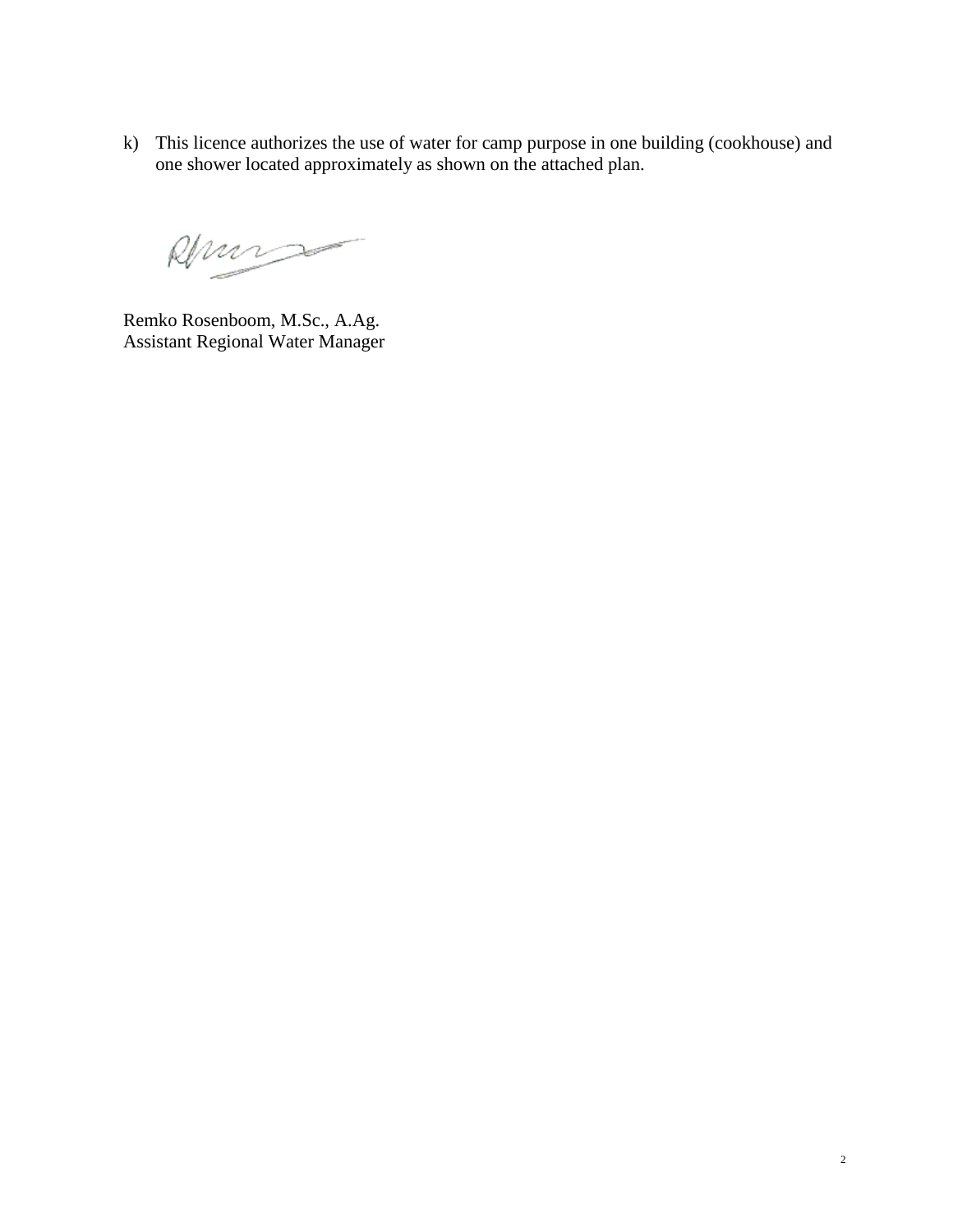k) This licence authorizes the use of water for camp purpose in one building (cookhouse) and one shower located approximately as shown on the attached plan.

Remko Rosenboom, M.Sc., A.Ag.
Assistant Regional Water Manager